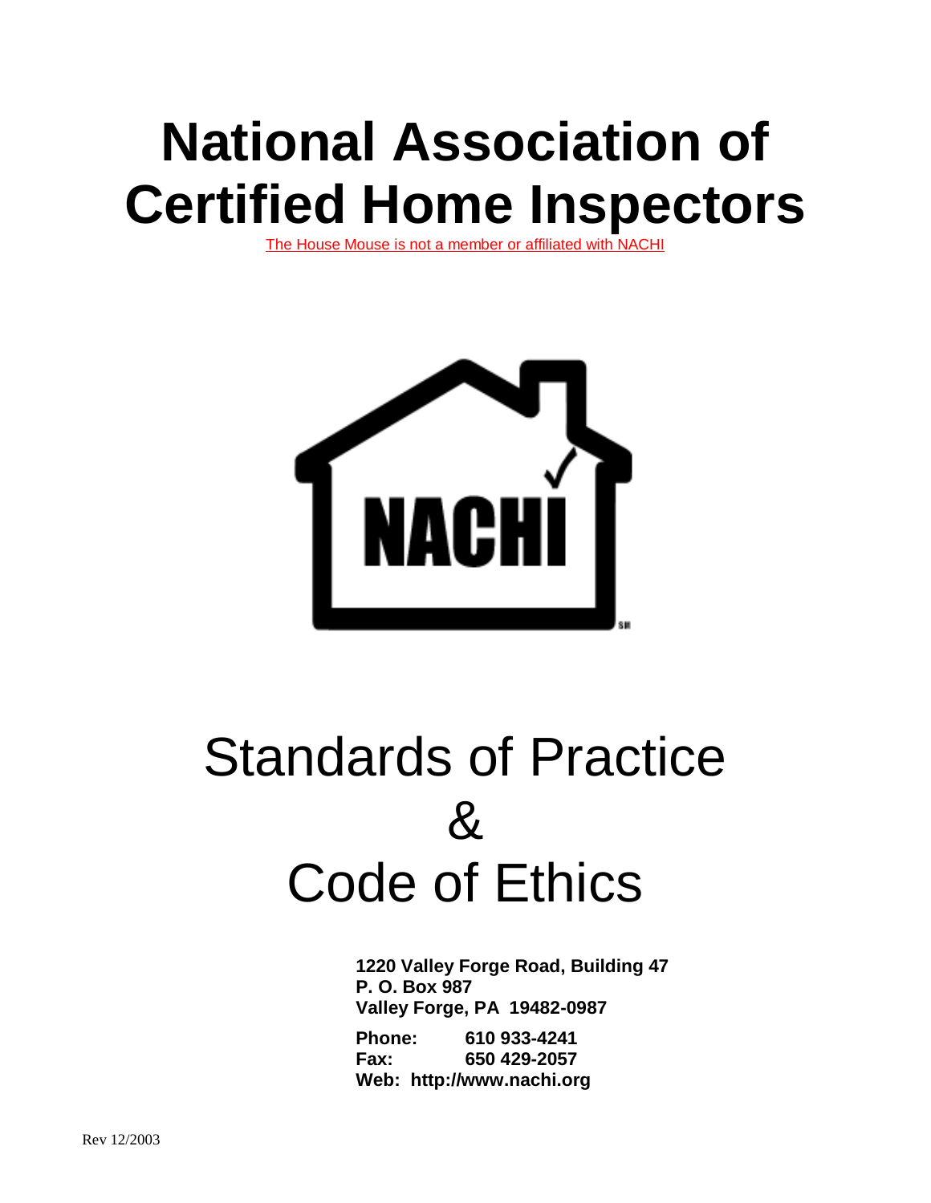# National Association of Certified Home Inspectors

The House Mouse is not a member or affiliated with NACHI

# Standards of Practice & Code of Ethics

**1220 Valley Forge Road, Building 47**
**P. O. Box 987**
**Valley Forge, PA 19482-0987**

**Phone: 610 933-4241**
**Fax: 650 429-2057**
**Web: http://www.nachi.org**

Rev 12/2003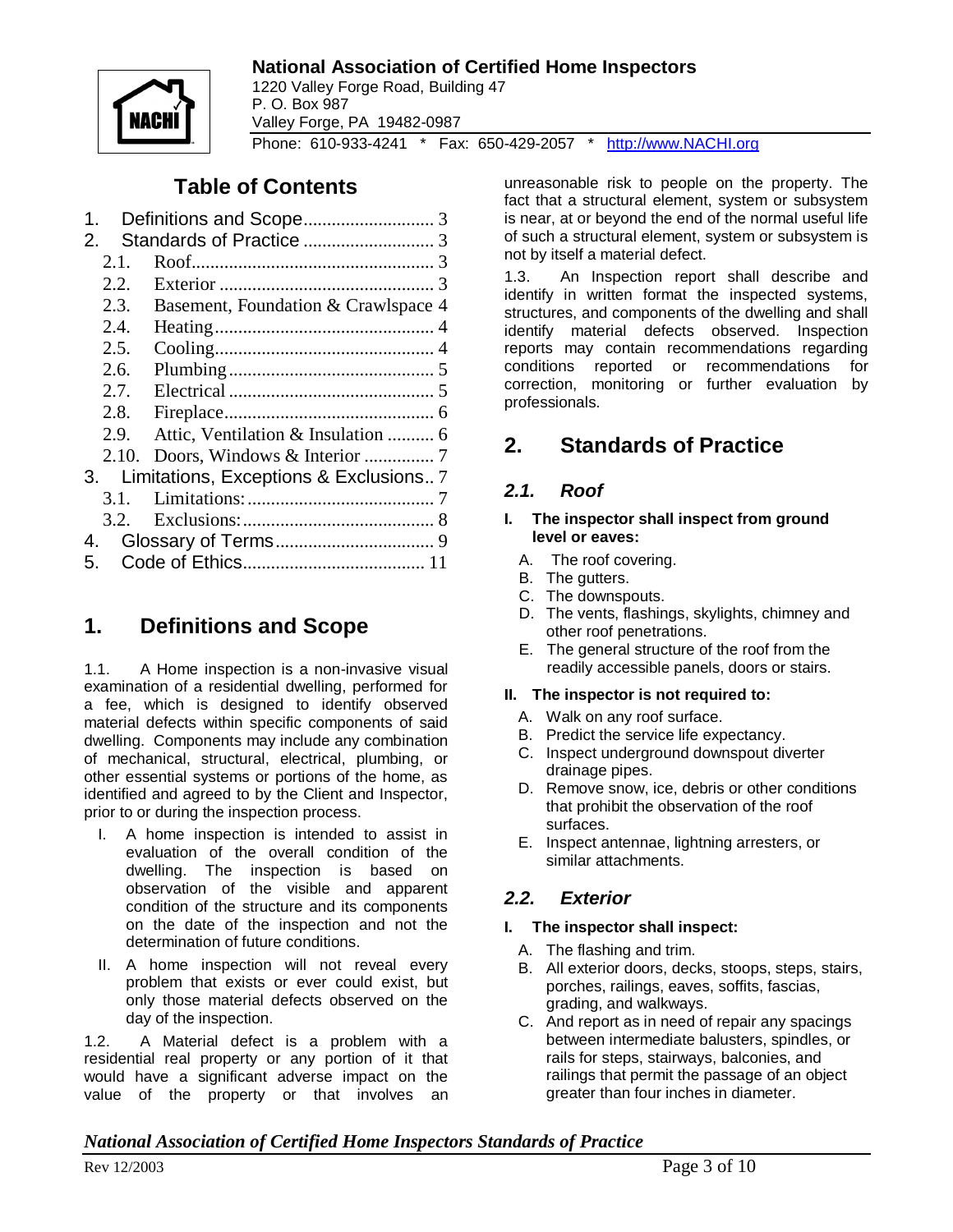National Association of Certified Home Inspectors
1220 Valley Forge Road, Building 47
P. O. Box 987
Valley Forge, PA 19482-0987
Phone: 610-933-4241 * Fax: 650-429-2057 * http://www.NACHI.org

## Table of Contents

1. Definitions and Scope ........................... 3
2. Standards of Practice ........................... 3
   - 2.1. Roof ........................... 3
   - 2.2. Exterior ........................... 3
   - 2.3. Basement, Foundation & Crawlspace 4
   - 2.4. Heating ........................... 4
   - 2.5. Cooling ........................... 4
   - 2.6. Plumbing ........................... 5
   - 2.7. Electrical ........................... 5
   - 2.8. Fireplace ........................... 6
   - 2.9. Attic, Ventilation & Insulation .......... 6
   - 2.10. Doors, Windows & Interior .............. 7
3. Limitations, Exceptions & Exclusions.. 7
   - 3.1. Limitations: ........................... 7
   - 3.2. Exclusions: ........................... 8
4. Glossary of Terms ........................... 9
5. Code of Ethics ........................... 11

# 1. Definitions and Scope

1.1. A Home inspection is a non-invasive visual examination of a residential dwelling, performed for a fee, which is designed to identify observed material defects within specific components of said dwelling. Components may include any combination of mechanical, structural, electrical, plumbing, or other essential systems or portions of the home, as identified and agreed to by the Client and Inspector, prior to or during the inspection process.

I. A home inspection is intended to assist in evaluation of the overall condition of the dwelling. The inspection is based on observation of the visible and apparent condition of the structure and its components on the date of the inspection and not the determination of future conditions.

II. A home inspection will not reveal every problem that exists or ever could exist, but only those material defects observed on the day of the inspection.

1.2. A Material defect is a problem with a residential real property or any portion of it that would have a significant adverse impact on the value of the property or that involves an unreasonable risk to people on the property. The fact that a structural element, system or subsystem is near, at or beyond the end of the normal useful life of such a structural element, system or subsystem is not by itself a material defect.

1.3. An Inspection report shall describe and identify in written format the inspected systems, structures, and components of the dwelling and shall identify material defects observed. Inspection reports may contain recommendations regarding conditions reported or recommendations for correction, monitoring or further evaluation by professionals.

# 2. Standards of Practice

## *2.1. Roof*

**I. The inspector shall inspect from ground level or eaves:**

A. The roof covering.
B. The gutters.
C. The downspouts.
D. The vents, flashings, skylights, chimney and other roof penetrations.
E. The general structure of the roof from the readily accessible panels, doors or stairs.

**II. The inspector is not required to:**

A. Walk on any roof surface.
B. Predict the service life expectancy.
C. Inspect underground downspout diverter drainage pipes.
D. Remove snow, ice, debris or other conditions that prohibit the observation of the roof surfaces.
E. Inspect antennae, lightning arresters, or similar attachments.

## *2.2. Exterior*

**I. The inspector shall inspect:**

A. The flashing and trim.
B. All exterior doors, decks, stoops, steps, stairs, porches, railings, eaves, soffits, fascias, grading, and walkways.
C. And report as in need of repair any spacings between intermediate balusters, spindles, or rails for steps, stairways, balconies, and railings that permit the passage of an object greater than four inches in diameter.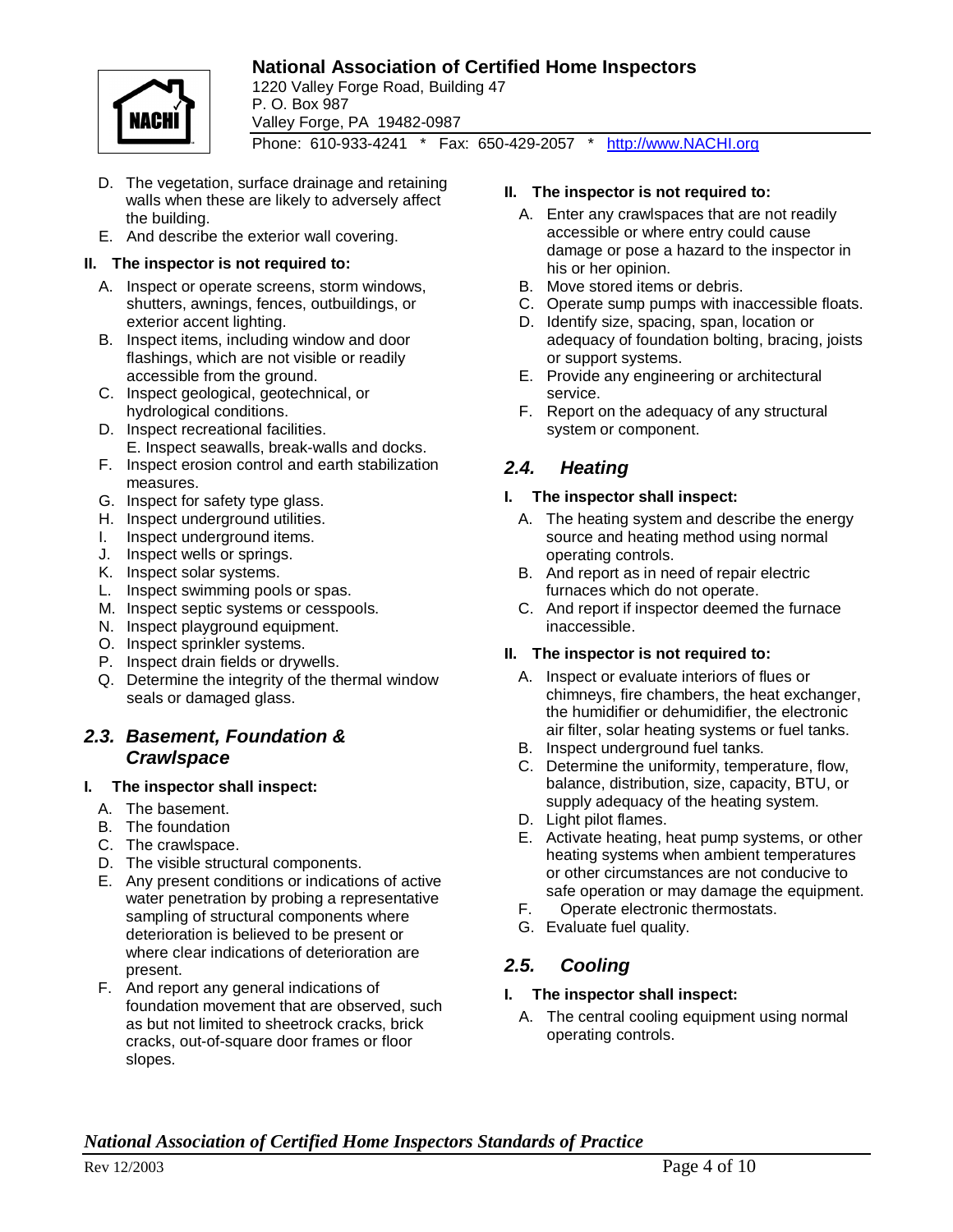D. The vegetation, surface drainage and retaining walls when these are likely to adversely affect the building.
E. And describe the exterior wall covering.

**II. The inspector is not required to:**

A. Inspect or operate screens, storm windows, shutters, awnings, fences, outbuildings, or exterior accent lighting.
B. Inspect items, including window and door flashings, which are not visible or readily accessible from the ground.
C. Inspect geological, geotechnical, or hydrological conditions.
D. Inspect recreational facilities.
E. Inspect seawalls, break-walls and docks.
F. Inspect erosion control and earth stabilization measures.
G. Inspect for safety type glass.
H. Inspect underground utilities.
I. Inspect underground items.
J. Inspect wells or springs.
K. Inspect solar systems.
L. Inspect swimming pools or spas.
M. Inspect septic systems or cesspools.
N. Inspect playground equipment.
O. Inspect sprinkler systems.
P. Inspect drain fields or drywells.
Q. Determine the integrity of the thermal window seals or damaged glass.

## *2.3. Basement, Foundation & Crawlspace*

**I. The inspector shall inspect:**

A. The basement.
B. The foundation
C. The crawlspace.
D. The visible structural components.
E. Any present conditions or indications of active water penetration by probing a representative sampling of structural components where deterioration is believed to be present or where clear indications of deterioration are present.
F. And report any general indications of foundation movement that are observed, such as but not limited to sheetrock cracks, brick cracks, out-of-square door frames or floor slopes.

**II. The inspector is not required to:**

A. Enter any crawlspaces that are not readily accessible or where entry could cause damage or pose a hazard to the inspector in his or her opinion.
B. Move stored items or debris.
C. Operate sump pumps with inaccessible floats.
D. Identify size, spacing, span, location or adequacy of foundation bolting, bracing, joists or support systems.
E. Provide any engineering or architectural service.
F. Report on the adequacy of any structural system or component.

## *2.4. Heating*

**I. The inspector shall inspect:**

A. The heating system and describe the energy source and heating method using normal operating controls.
B. And report as in need of repair electric furnaces which do not operate.
C. And report if inspector deemed the furnace inaccessible.

**II. The inspector is not required to:**

A. Inspect or evaluate interiors of flues or chimneys, fire chambers, the heat exchanger, the humidifier or dehumidifier, the electronic air filter, solar heating systems or fuel tanks.
B. Inspect underground fuel tanks.
C. Determine the uniformity, temperature, flow, balance, distribution, size, capacity, BTU, or supply adequacy of the heating system.
D. Light pilot flames.
E. Activate heating, heat pump systems, or other heating systems when ambient temperatures or other circumstances are not conducive to safe operation or may damage the equipment.
F. Operate electronic thermostats.
G. Evaluate fuel quality.

## *2.5. Cooling*

**I. The inspector shall inspect:**

A. The central cooling equipment using normal operating controls.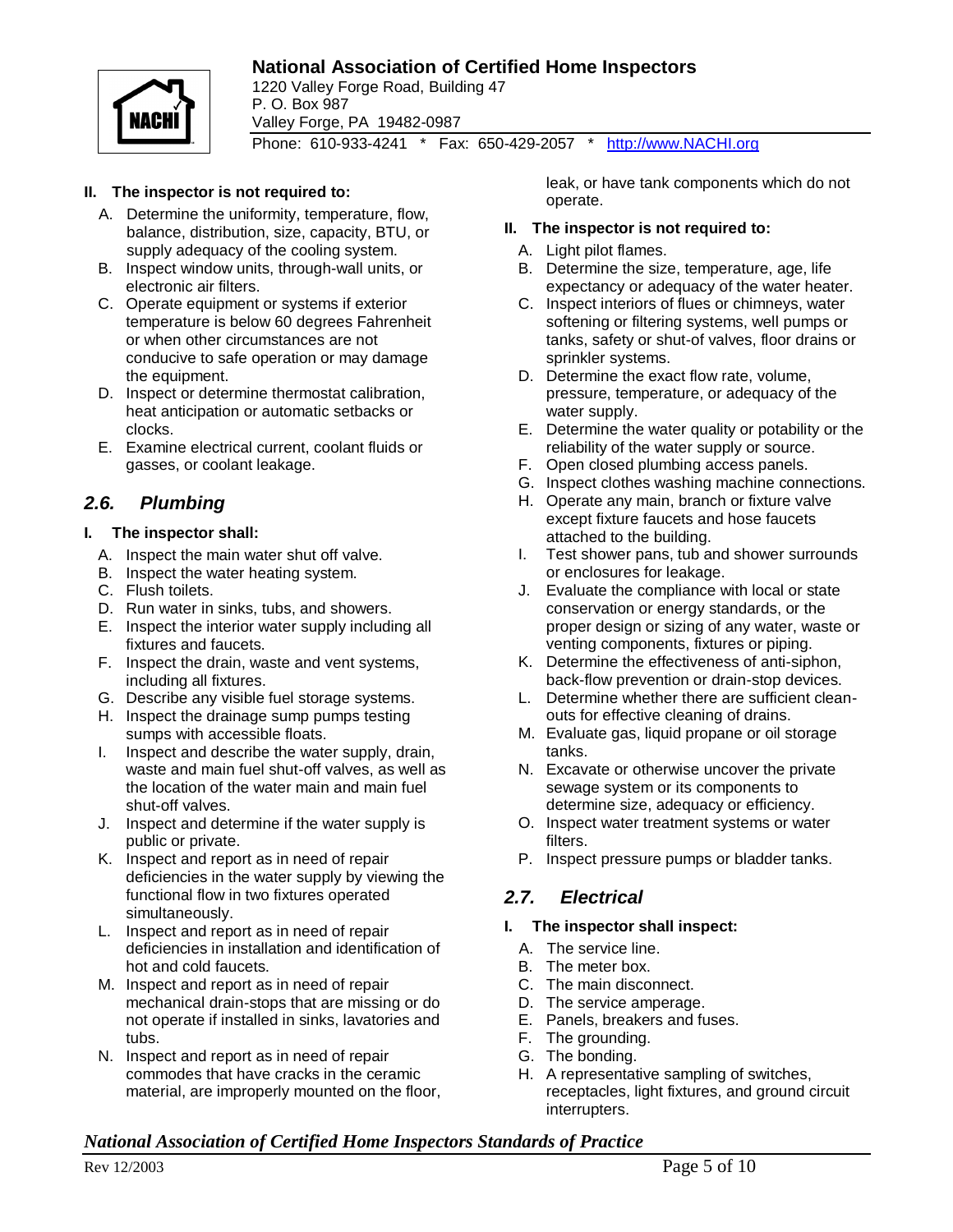**II. The inspector is not required to:**

A. Determine the uniformity, temperature, flow, balance, distribution, size, capacity, BTU, or supply adequacy of the cooling system.
B. Inspect window units, through-wall units, or electronic air filters.
C. Operate equipment or systems if exterior temperature is below 60 degrees Fahrenheit or when other circumstances are not conducive to safe operation or may damage the equipment.
D. Inspect or determine thermostat calibration, heat anticipation or automatic setbacks or clocks.
E. Examine electrical current, coolant fluids or gasses, or coolant leakage.

## *2.6. Plumbing*

**I. The inspector shall:**

A. Inspect the main water shut off valve.
B. Inspect the water heating system.
C. Flush toilets.
D. Run water in sinks, tubs, and showers.
E. Inspect the interior water supply including all fixtures and faucets.
F. Inspect the drain, waste and vent systems, including all fixtures.
G. Describe any visible fuel storage systems.
H. Inspect the drainage sump pumps testing sumps with accessible floats.
I. Inspect and describe the water supply, drain, waste and main fuel shut-off valves, as well as the location of the water main and main fuel shut-off valves.
J. Inspect and determine if the water supply is public or private.
K. Inspect and report as in need of repair deficiencies in the water supply by viewing the functional flow in two fixtures operated simultaneously.
L. Inspect and report as in need of repair deficiencies in installation and identification of hot and cold faucets.
M. Inspect and report as in need of repair mechanical drain-stops that are missing or do not operate if installed in sinks, lavatories and tubs.
N. Inspect and report as in need of repair commodes that have cracks in the ceramic material, are improperly mounted on the floor, leak, or have tank components which do not operate.

**II. The inspector is not required to:**

A. Light pilot flames.
B. Determine the size, temperature, age, life expectancy or adequacy of the water heater.
C. Inspect interiors of flues or chimneys, water softening or filtering systems, well pumps or tanks, safety or shut-of valves, floor drains or sprinkler systems.
D. Determine the exact flow rate, volume, pressure, temperature, or adequacy of the water supply.
E. Determine the water quality or potability or the reliability of the water supply or source.
F. Open closed plumbing access panels.
G. Inspect clothes washing machine connections.
H. Operate any main, branch or fixture valve except fixture faucets and hose faucets attached to the building.
I. Test shower pans, tub and shower surrounds or enclosures for leakage.
J. Evaluate the compliance with local or state conservation or energy standards, or the proper design or sizing of any water, waste or venting components, fixtures or piping.
K. Determine the effectiveness of anti-siphon, back-flow prevention or drain-stop devices.
L. Determine whether there are sufficient clean-outs for effective cleaning of drains.
M. Evaluate gas, liquid propane or oil storage tanks.
N. Excavate or otherwise uncover the private sewage system or its components to determine size, adequacy or efficiency.
O. Inspect water treatment systems or water filters.
P. Inspect pressure pumps or bladder tanks.

## *2.7. Electrical*

**I. The inspector shall inspect:**

A. The service line.
B. The meter box.
C. The main disconnect.
D. The service amperage.
E. Panels, breakers and fuses.
F. The grounding.
G. The bonding.
H. A representative sampling of switches, receptacles, light fixtures, and ground circuit interrupters.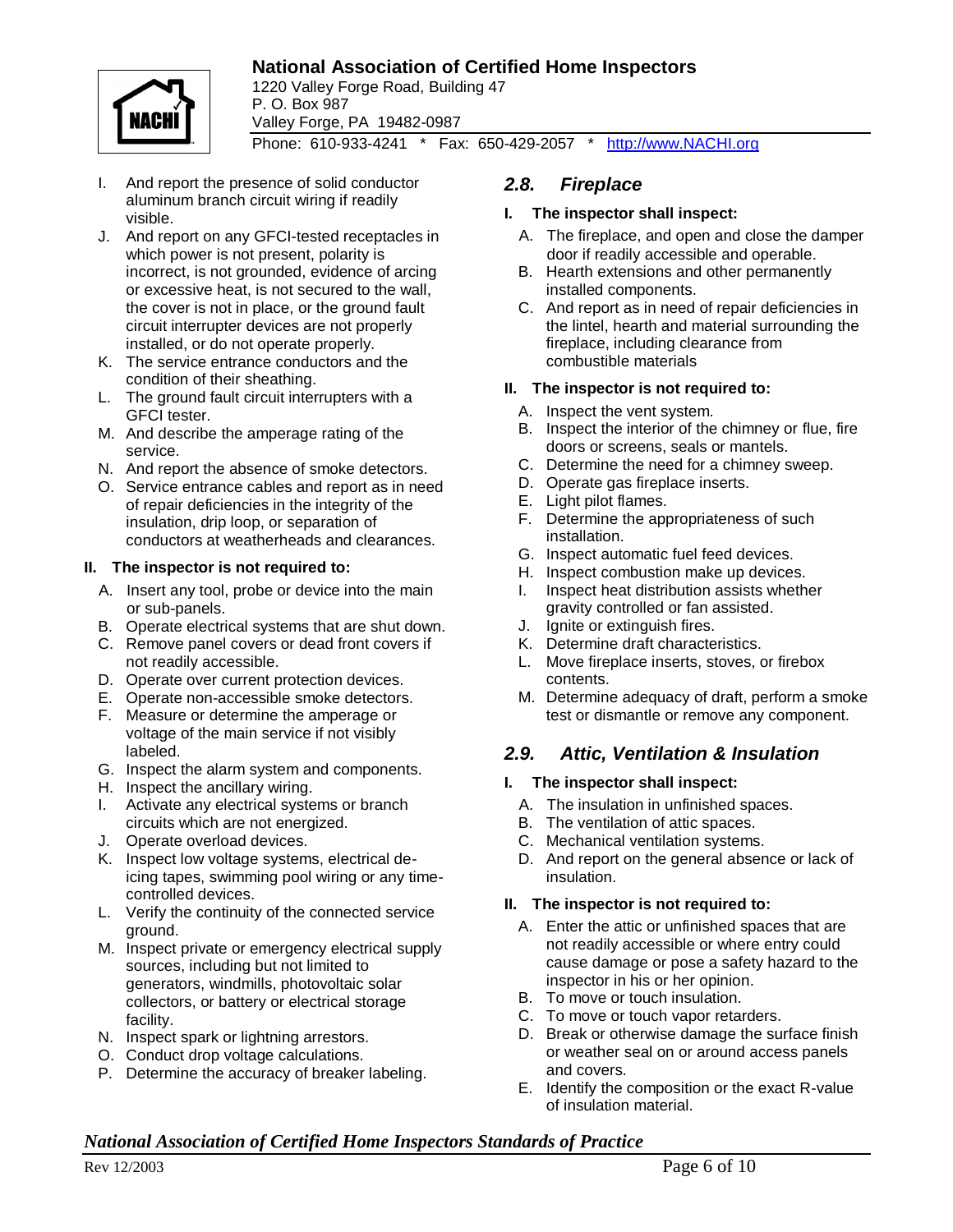I. And report the presence of solid conductor aluminum branch circuit wiring if readily visible.
J. And report on any GFCI-tested receptacles in which power is not present, polarity is incorrect, is not grounded, evidence of arcing or excessive heat, is not secured to the wall, the cover is not in place, or the ground fault circuit interrupter devices are not properly installed, or do not operate properly.
K. The service entrance conductors and the condition of their sheathing.
L. The ground fault circuit interrupters with a GFCI tester.
M. And describe the amperage rating of the service.
N. And report the absence of smoke detectors.
O. Service entrance cables and report as in need of repair deficiencies in the integrity of the insulation, drip loop, or separation of conductors at weatherheads and clearances.

**II. The inspector is not required to:**

A. Insert any tool, probe or device into the main or sub-panels.
B. Operate electrical systems that are shut down.
C. Remove panel covers or dead front covers if not readily accessible.
D. Operate over current protection devices.
E. Operate non-accessible smoke detectors.
F. Measure or determine the amperage or voltage of the main service if not visibly labeled.
G. Inspect the alarm system and components.
H. Inspect the ancillary wiring.
I. Activate any electrical systems or branch circuits which are not energized.
J. Operate overload devices.
K. Inspect low voltage systems, electrical de-icing tapes, swimming pool wiring or any time-controlled devices.
L. Verify the continuity of the connected service ground.
M. Inspect private or emergency electrical supply sources, including but not limited to generators, windmills, photovoltaic solar collectors, or battery or electrical storage facility.
N. Inspect spark or lightning arrestors.
O. Conduct drop voltage calculations.
P. Determine the accuracy of breaker labeling.

## *2.8. Fireplace*

**I. The inspector shall inspect:**

A. The fireplace, and open and close the damper door if readily accessible and operable.
B. Hearth extensions and other permanently installed components.
C. And report as in need of repair deficiencies in the lintel, hearth and material surrounding the fireplace, including clearance from combustible materials

**II. The inspector is not required to:**

A. Inspect the vent system.
B. Inspect the interior of the chimney or flue, fire doors or screens, seals or mantels.
C. Determine the need for a chimney sweep.
D. Operate gas fireplace inserts.
E. Light pilot flames.
F. Determine the appropriateness of such installation.
G. Inspect automatic fuel feed devices.
H. Inspect combustion make up devices.
I. Inspect heat distribution assists whether gravity controlled or fan assisted.
J. Ignite or extinguish fires.
K. Determine draft characteristics.
L. Move fireplace inserts, stoves, or firebox contents.
M. Determine adequacy of draft, perform a smoke test or dismantle or remove any component.

## *2.9. Attic, Ventilation & Insulation*

**I. The inspector shall inspect:**

A. The insulation in unfinished spaces.
B. The ventilation of attic spaces.
C. Mechanical ventilation systems.
D. And report on the general absence or lack of insulation.

**II. The inspector is not required to:**

A. Enter the attic or unfinished spaces that are not readily accessible or where entry could cause damage or pose a safety hazard to the inspector in his or her opinion.
B. To move or touch insulation.
C. To move or touch vapor retarders.
D. Break or otherwise damage the surface finish or weather seal on or around access panels and covers.
E. Identify the composition or the exact R-value of insulation material.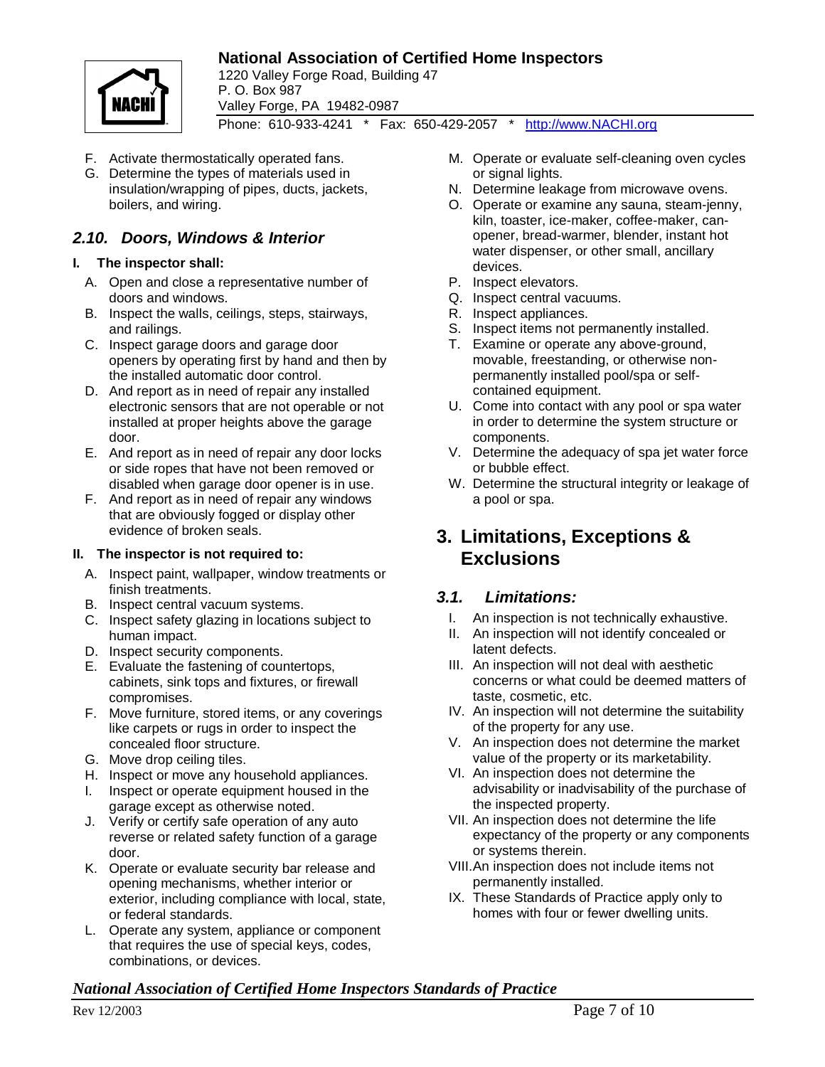F. Activate thermostatically operated fans.
G. Determine the types of materials used in insulation/wrapping of pipes, ducts, jackets, boilers, and wiring.

### *2.10. Doors, Windows & Interior*

**I. The inspector shall:**

A. Open and close a representative number of doors and windows.
B. Inspect the walls, ceilings, steps, stairways, and railings.
C. Inspect garage doors and garage door openers by operating first by hand and then by the installed automatic door control.
D. And report as in need of repair any installed electronic sensors that are not operable or not installed at proper heights above the garage door.
E. And report as in need of repair any door locks or side ropes that have not been removed or disabled when garage door opener is in use.
F. And report as in need of repair any windows that are obviously fogged or display other evidence of broken seals.

**II. The inspector is not required to:**

A. Inspect paint, wallpaper, window treatments or finish treatments.
B. Inspect central vacuum systems.
C. Inspect safety glazing in locations subject to human impact.
D. Inspect security components.
E. Evaluate the fastening of countertops, cabinets, sink tops and fixtures, or firewall compromises.
F. Move furniture, stored items, or any coverings like carpets or rugs in order to inspect the concealed floor structure.
G. Move drop ceiling tiles.
H. Inspect or move any household appliances.
I. Inspect or operate equipment housed in the garage except as otherwise noted.
J. Verify or certify safe operation of any auto reverse or related safety function of a garage door.
K. Operate or evaluate security bar release and opening mechanisms, whether interior or exterior, including compliance with local, state, or federal standards.
L. Operate any system, appliance or component that requires the use of special keys, codes, combinations, or devices.
M. Operate or evaluate self-cleaning oven cycles or signal lights.
N. Determine leakage from microwave ovens.
O. Operate or examine any sauna, steam-jenny, kiln, toaster, ice-maker, coffee-maker, can-opener, bread-warmer, blender, instant hot water dispenser, or other small, ancillary devices.
P. Inspect elevators.
Q. Inspect central vacuums.
R. Inspect appliances.
S. Inspect items not permanently installed.
T. Examine or operate any above-ground, movable, freestanding, or otherwise non-permanently installed pool/spa or self-contained equipment.
U. Come into contact with any pool or spa water in order to determine the system structure or components.
V. Determine the adequacy of spa jet water force or bubble effect.
W. Determine the structural integrity or leakage of a pool or spa.

## 3. Limitations, Exceptions & Exclusions

### *3.1. Limitations:*

I. An inspection is not technically exhaustive.
II. An inspection will not identify concealed or latent defects.
III. An inspection will not deal with aesthetic concerns or what could be deemed matters of taste, cosmetic, etc.
IV. An inspection will not determine the suitability of the property for any use.
V. An inspection does not determine the market value of the property or its marketability.
VI. An inspection does not determine the advisability or inadvisability of the purchase of the inspected property.
VII. An inspection does not determine the life expectancy of the property or any components or systems therein.
VIII. An inspection does not include items not permanently installed.
IX. These Standards of Practice apply only to homes with four or fewer dwelling units.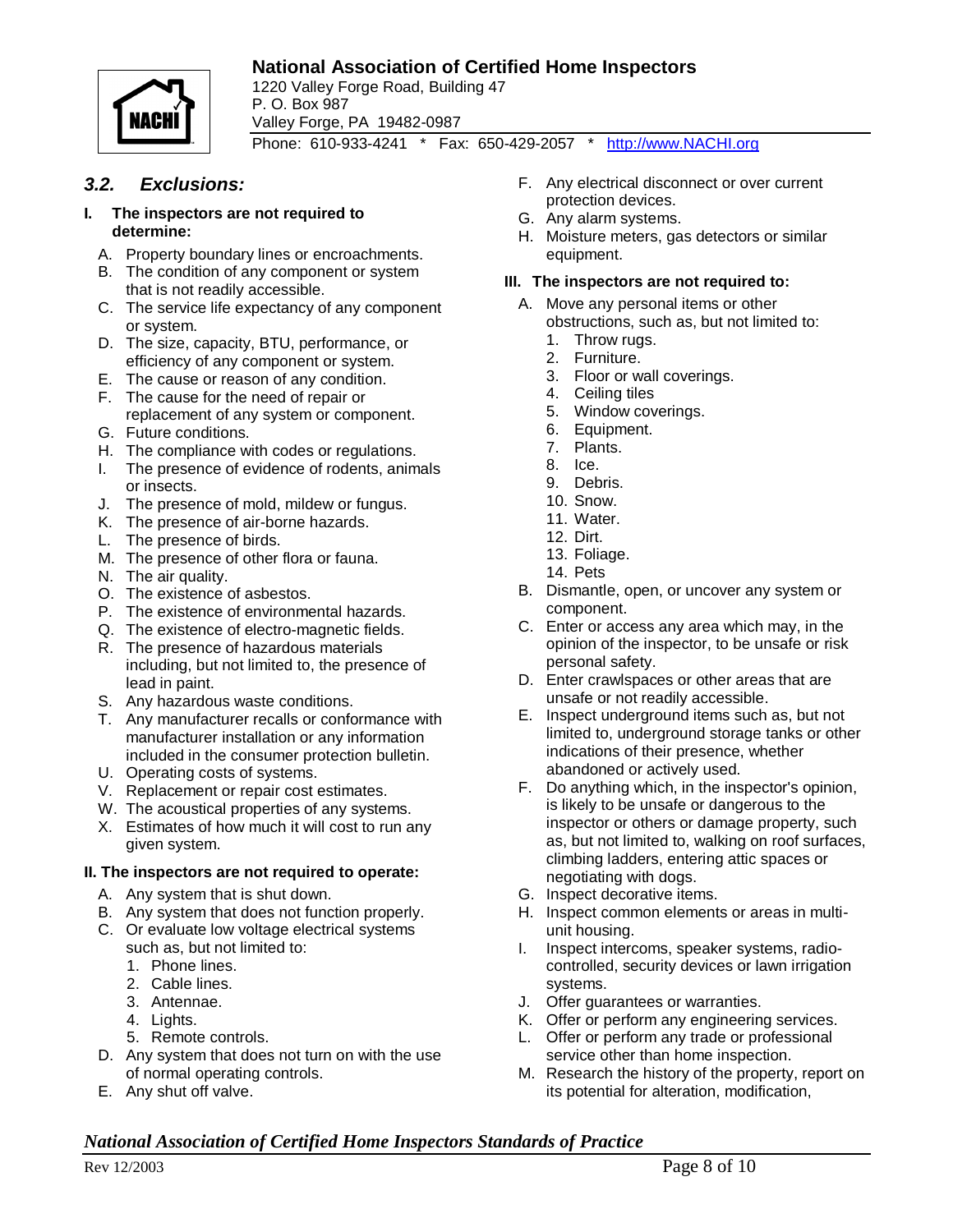## 3.2. Exclusions:

**I. The inspectors are not required to determine:**

A. Property boundary lines or encroachments.
B. The condition of any component or system that is not readily accessible.
C. The service life expectancy of any component or system.
D. The size, capacity, BTU, performance, or efficiency of any component or system.
E. The cause or reason of any condition.
F. The cause for the need of repair or replacement of any system or component.
G. Future conditions.
H. The compliance with codes or regulations.
I. The presence of evidence of rodents, animals or insects.
J. The presence of mold, mildew or fungus.
K. The presence of air-borne hazards.
L. The presence of birds.
M. The presence of other flora or fauna.
N. The air quality.
O. The existence of asbestos.
P. The existence of environmental hazards.
Q. The existence of electro-magnetic fields.
R. The presence of hazardous materials including, but not limited to, the presence of lead in paint.
S. Any hazardous waste conditions.
T. Any manufacturer recalls or conformance with manufacturer installation or any information included in the consumer protection bulletin.
U. Operating costs of systems.
V. Replacement or repair cost estimates.
W. The acoustical properties of any systems.
X. Estimates of how much it will cost to run any given system.

**II. The inspectors are not required to operate:**

A. Any system that is shut down.
B. Any system that does not function properly.
C. Or evaluate low voltage electrical systems such as, but not limited to:
   1. Phone lines.
   2. Cable lines.
   3. Antennae.
   4. Lights.
   5. Remote controls.
D. Any system that does not turn on with the use of normal operating controls.
E. Any shut off valve.
F. Any electrical disconnect or over current protection devices.
G. Any alarm systems.
H. Moisture meters, gas detectors or similar equipment.

**III. The inspectors are not required to:**

A. Move any personal items or other obstructions, such as, but not limited to:
   1. Throw rugs.
   2. Furniture.
   3. Floor or wall coverings.
   4. Ceiling tiles
   5. Window coverings.
   6. Equipment.
   7. Plants.
   8. Ice.
   9. Debris.
   10. Snow.
   11. Water.
   12. Dirt.
   13. Foliage.
   14. Pets
B. Dismantle, open, or uncover any system or component.
C. Enter or access any area which may, in the opinion of the inspector, to be unsafe or risk personal safety.
D. Enter crawlspaces or other areas that are unsafe or not readily accessible.
E. Inspect underground items such as, but not limited to, underground storage tanks or other indications of their presence, whether abandoned or actively used.
F. Do anything which, in the inspector's opinion, is likely to be unsafe or dangerous to the inspector or others or damage property, such as, but not limited to, walking on roof surfaces, climbing ladders, entering attic spaces or negotiating with dogs.
G. Inspect decorative items.
H. Inspect common elements or areas in multi-unit housing.
I. Inspect intercoms, speaker systems, radio-controlled, security devices or lawn irrigation systems.
J. Offer guarantees or warranties.
K. Offer or perform any engineering services.
L. Offer or perform any trade or professional service other than home inspection.
M. Research the history of the property, report on its potential for alteration, modification,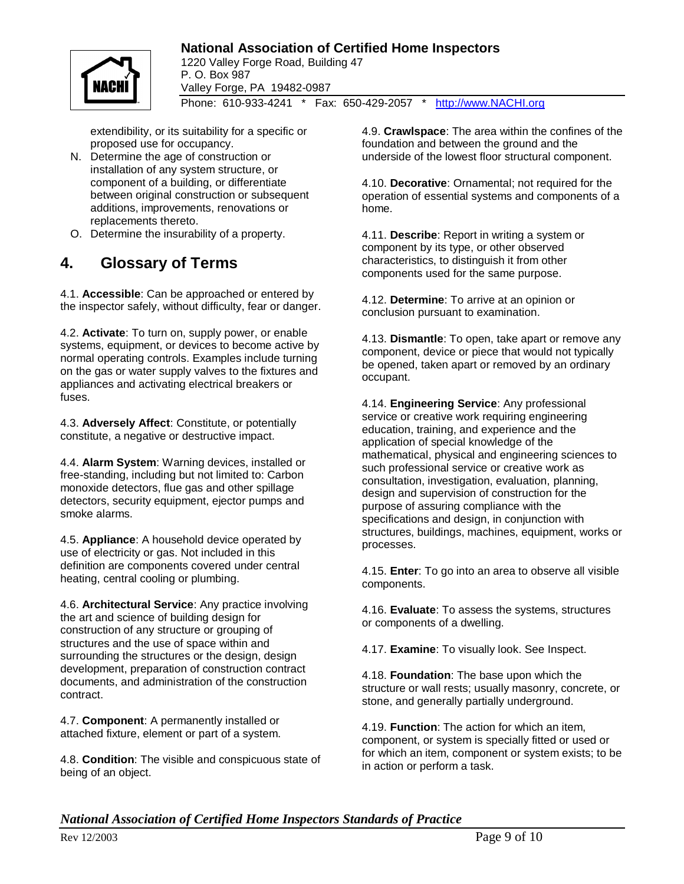extendibility, or its suitability for a specific or proposed use for occupancy.

N. Determine the age of construction or installation of any system structure, or component of a building, or differentiate between original construction or subsequent additions, improvements, renovations or replacements thereto.
O. Determine the insurability of a property.

## 4. Glossary of Terms

4.1. **Accessible**: Can be approached or entered by the inspector safely, without difficulty, fear or danger.

4.2. **Activate**: To turn on, supply power, or enable systems, equipment, or devices to become active by normal operating controls. Examples include turning on the gas or water supply valves to the fixtures and appliances and activating electrical breakers or fuses.

4.3. **Adversely Affect**: Constitute, or potentially constitute, a negative or destructive impact.

4.4. **Alarm System**: Warning devices, installed or free-standing, including but not limited to: Carbon monoxide detectors, flue gas and other spillage detectors, security equipment, ejector pumps and smoke alarms.

4.5. **Appliance**: A household device operated by use of electricity or gas. Not included in this definition are components covered under central heating, central cooling or plumbing.

4.6. **Architectural Service**: Any practice involving the art and science of building design for construction of any structure or grouping of structures and the use of space within and surrounding the structures or the design, design development, preparation of construction contract documents, and administration of the construction contract.

4.7. **Component**: A permanently installed or attached fixture, element or part of a system.

4.8. **Condition**: The visible and conspicuous state of being of an object.

4.9. **Crawlspace**: The area within the confines of the foundation and between the ground and the underside of the lowest floor structural component.

4.10. **Decorative**: Ornamental; not required for the operation of essential systems and components of a home.

4.11. **Describe**: Report in writing a system or component by its type, or other observed characteristics, to distinguish it from other components used for the same purpose.

4.12. **Determine**: To arrive at an opinion or conclusion pursuant to examination.

4.13. **Dismantle**: To open, take apart or remove any component, device or piece that would not typically be opened, taken apart or removed by an ordinary occupant.

4.14. **Engineering Service**: Any professional service or creative work requiring engineering education, training, and experience and the application of special knowledge of the mathematical, physical and engineering sciences to such professional service or creative work as consultation, investigation, evaluation, planning, design and supervision of construction for the purpose of assuring compliance with the specifications and design, in conjunction with structures, buildings, machines, equipment, works or processes.

4.15. **Enter**: To go into an area to observe all visible components.

4.16. **Evaluate**: To assess the systems, structures or components of a dwelling.

4.17. **Examine**: To visually look. See Inspect.

4.18. **Foundation**: The base upon which the structure or wall rests; usually masonry, concrete, or stone, and generally partially underground.

4.19. **Function**: The action for which an item, component, or system is specially fitted or used or for which an item, component or system exists; to be in action or perform a task.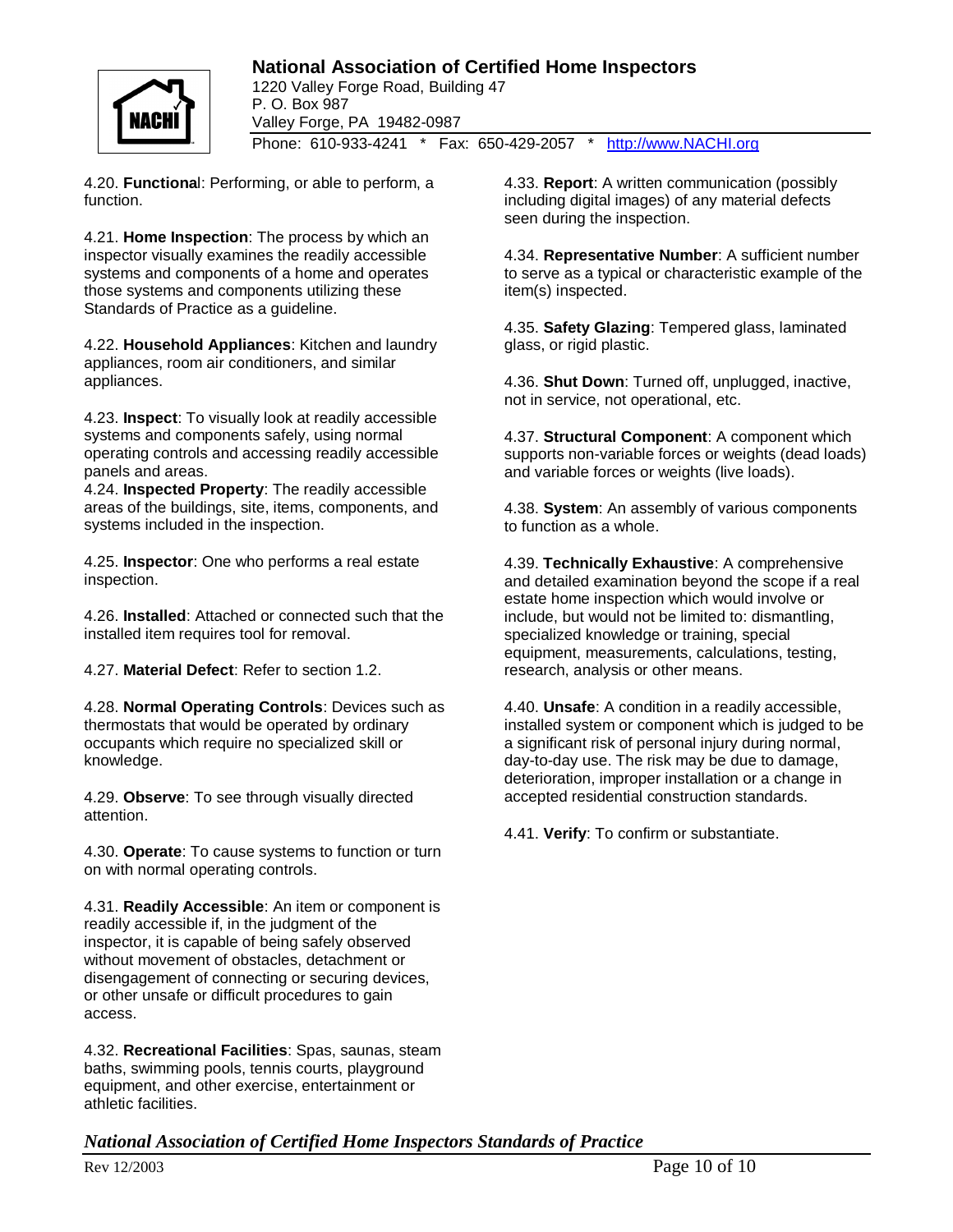4.20. **Functional**: Performing, or able to perform, a function.

4.21. **Home Inspection**: The process by which an inspector visually examines the readily accessible systems and components of a home and operates those systems and components utilizing these Standards of Practice as a guideline.

4.22. **Household Appliances**: Kitchen and laundry appliances, room air conditioners, and similar appliances.

4.23. **Inspect**: To visually look at readily accessible systems and components safely, using normal operating controls and accessing readily accessible panels and areas.

4.24. **Inspected Property**: The readily accessible areas of the buildings, site, items, components, and systems included in the inspection.

4.25. **Inspector**: One who performs a real estate inspection.

4.26. **Installed**: Attached or connected such that the installed item requires tool for removal.

4.27. **Material Defect**: Refer to section 1.2.

4.28. **Normal Operating Controls**: Devices such as thermostats that would be operated by ordinary occupants which require no specialized skill or knowledge.

4.29. **Observe**: To see through visually directed attention.

4.30. **Operate**: To cause systems to function or turn on with normal operating controls.

4.31. **Readily Accessible**: An item or component is readily accessible if, in the judgment of the inspector, it is capable of being safely observed without movement of obstacles, detachment or disengagement of connecting or securing devices, or other unsafe or difficult procedures to gain access.

4.32. **Recreational Facilities**: Spas, saunas, steam baths, swimming pools, tennis courts, playground equipment, and other exercise, entertainment or athletic facilities.

4.33. **Report**: A written communication (possibly including digital images) of any material defects seen during the inspection.

4.34. **Representative Number**: A sufficient number to serve as a typical or characteristic example of the item(s) inspected.

4.35. **Safety Glazing**: Tempered glass, laminated glass, or rigid plastic.

4.36. **Shut Down**: Turned off, unplugged, inactive, not in service, not operational, etc.

4.37. **Structural Component**: A component which supports non-variable forces or weights (dead loads) and variable forces or weights (live loads).

4.38. **System**: An assembly of various components to function as a whole.

4.39. **Technically Exhaustive**: A comprehensive and detailed examination beyond the scope if a real estate home inspection which would involve or include, but would not be limited to: dismantling, specialized knowledge or training, special equipment, measurements, calculations, testing, research, analysis or other means.

4.40. **Unsafe**: A condition in a readily accessible, installed system or component which is judged to be a significant risk of personal injury during normal, day-to-day use. The risk may be due to damage, deterioration, improper installation or a change in accepted residential construction standards.

4.41. **Verify**: To confirm or substantiate.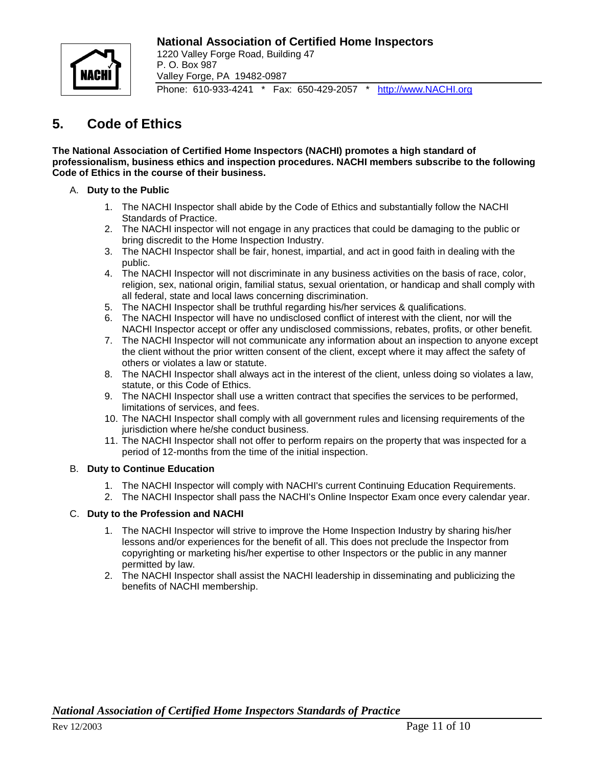## 5. Code of Ethics

**The National Association of Certified Home Inspectors (NACHI) promotes a high standard of professionalism, business ethics and inspection procedures. NACHI members subscribe to the following Code of Ethics in the course of their business.**

A. **Duty to the Public**

1. The NACHI Inspector shall abide by the Code of Ethics and substantially follow the NACHI Standards of Practice.
2. The NACHI inspector will not engage in any practices that could be damaging to the public or bring discredit to the Home Inspection Industry.
3. The NACHI Inspector shall be fair, honest, impartial, and act in good faith in dealing with the public.
4. The NACHI Inspector will not discriminate in any business activities on the basis of race, color, religion, sex, national origin, familial status, sexual orientation, or handicap and shall comply with all federal, state and local laws concerning discrimination.
5. The NACHI Inspector shall be truthful regarding his/her services & qualifications.
6. The NACHI Inspector will have no undisclosed conflict of interest with the client, nor will the NACHI Inspector accept or offer any undisclosed commissions, rebates, profits, or other benefit.
7. The NACHI Inspector will not communicate any information about an inspection to anyone except the client without the prior written consent of the client, except where it may affect the safety of others or violates a law or statute.
8. The NACHI Inspector shall always act in the interest of the client, unless doing so violates a law, statute, or this Code of Ethics.
9. The NACHI Inspector shall use a written contract that specifies the services to be performed, limitations of services, and fees.
10. The NACHI Inspector shall comply with all government rules and licensing requirements of the jurisdiction where he/she conduct business.
11. The NACHI Inspector shall not offer to perform repairs on the property that was inspected for a period of 12-months from the time of the initial inspection.

B. **Duty to Continue Education**

1. The NACHI Inspector will comply with NACHI's current Continuing Education Requirements.
2. The NACHI Inspector shall pass the NACHI's Online Inspector Exam once every calendar year.

C. **Duty to the Profession and NACHI**

1. The NACHI Inspector will strive to improve the Home Inspection Industry by sharing his/her lessons and/or experiences for the benefit of all. This does not preclude the Inspector from copyrighting or marketing his/her expertise to other Inspectors or the public in any manner permitted by law.
2. The NACHI Inspector shall assist the NACHI leadership in disseminating and publicizing the benefits of NACHI membership.